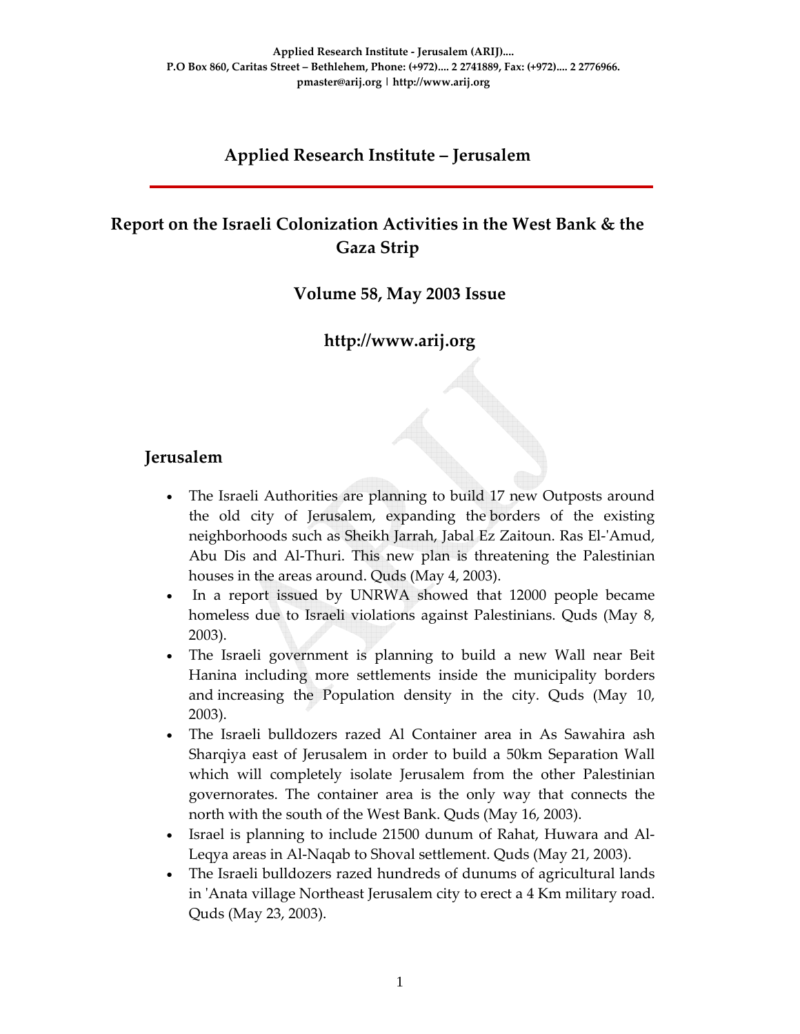Applied Research Institute - Jerusalem (ARIJ)....
P.O Box 860, Caritas Street – Bethlehem, Phone: (+972).... 2 2741889, Fax: (+972).... 2 2776966.
pmaster@arij.org | http://www.arij.org

# Applied Research Institute – Jerusalem

## Report on the Israeli Colonization Activities in the West Bank & the Gaza Strip

### Volume 58, May 2003 Issue

### http://www.arij.org

## Jerusalem

- The Israeli Authorities are planning to build 17 new Outposts around the old city of Jerusalem, expanding the borders of the existing neighborhoods such as Sheikh Jarrah, Jabal Ez Zaitoun. Ras El-'Amud, Abu Dis and Al-Thuri. This new plan is threatening the Palestinian houses in the areas around. Quds (May 4, 2003).
- In a report issued by UNRWA showed that 12000 people became homeless due to Israeli violations against Palestinians. Quds (May 8, 2003).
- The Israeli government is planning to build a new Wall near Beit Hanina including more settlements inside the municipality borders and increasing the Population density in the city. Quds (May 10, 2003).
- The Israeli bulldozers razed Al Container area in As Sawahira ash Sharqiya east of Jerusalem in order to build a 50km Separation Wall which will completely isolate Jerusalem from the other Palestinian governorates. The container area is the only way that connects the north with the south of the West Bank. Quds (May 16, 2003).
- Israel is planning to include 21500 dunum of Rahat, Huwara and Al-Leqya areas in Al-Naqab to Shoval settlement. Quds (May 21, 2003).
- The Israeli bulldozers razed hundreds of dunums of agricultural lands in 'Anata village Northeast Jerusalem city to erect a 4 Km military road. Quds (May 23, 2003).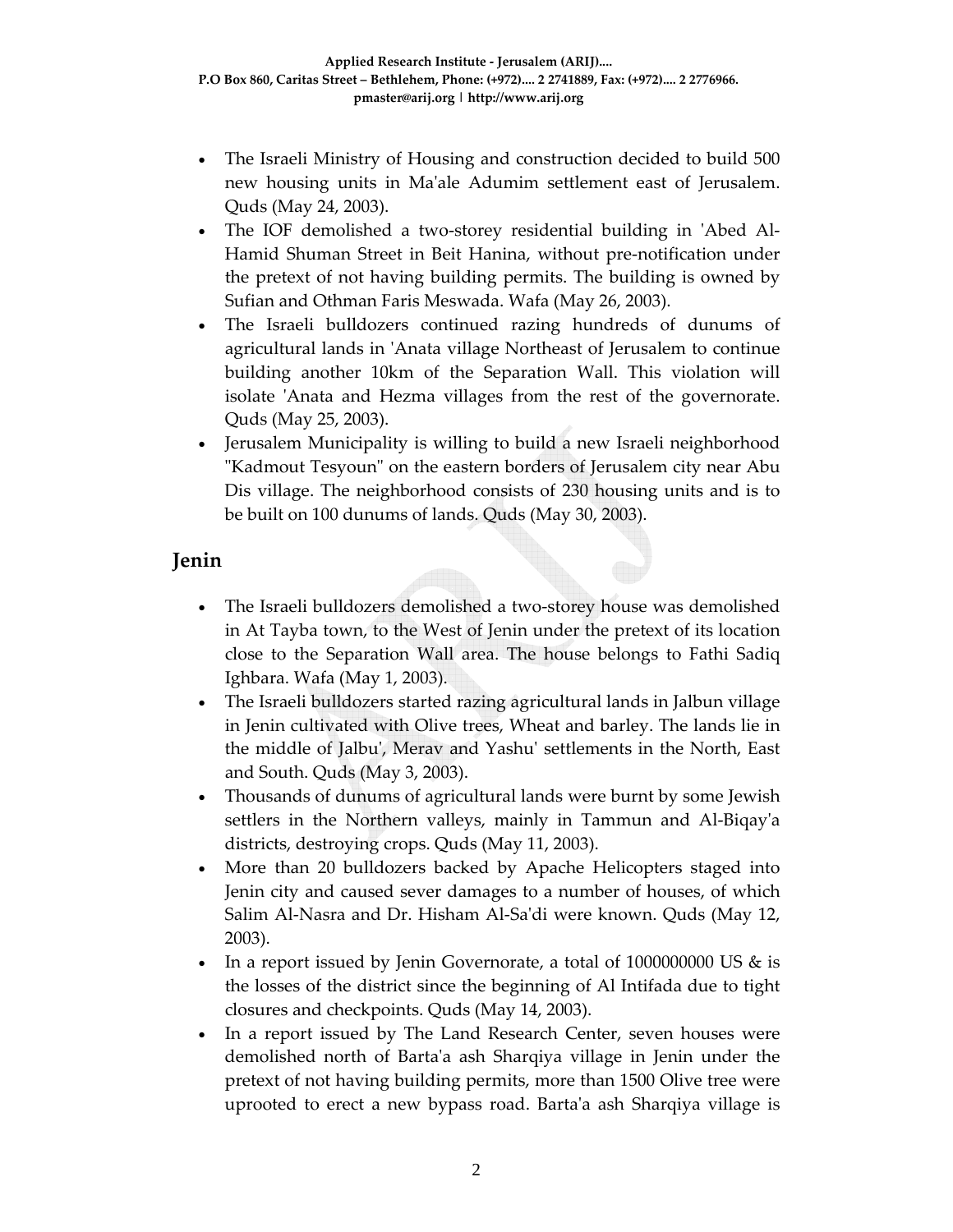- The Israeli Ministry of Housing and construction decided to build 500 new housing units in Ma'ale Adumim settlement east of Jerusalem. Quds (May 24, 2003).
- The IOF demolished a two-storey residential building in 'Abed Al-Hamid Shuman Street in Beit Hanina, without pre-notification under the pretext of not having building permits. The building is owned by Sufian and Othman Faris Meswada. Wafa (May 26, 2003).
- The Israeli bulldozers continued razing hundreds of dunums of agricultural lands in 'Anata village Northeast of Jerusalem to continue building another 10km of the Separation Wall. This violation will isolate 'Anata and Hezma villages from the rest of the governorate. Quds (May 25, 2003).
- Jerusalem Municipality is willing to build a new Israeli neighborhood "Kadmout Tesyoun" on the eastern borders of Jerusalem city near Abu Dis village. The neighborhood consists of 230 housing units and is to be built on 100 dunums of lands. Quds (May 30, 2003).

## Jenin

- The Israeli bulldozers demolished a two-storey house was demolished in At Tayba town, to the West of Jenin under the pretext of its location close to the Separation Wall area. The house belongs to Fathi Sadiq Ighbara. Wafa (May 1, 2003).
- The Israeli bulldozers started razing agricultural lands in Jalbun village in Jenin cultivated with Olive trees, Wheat and barley. The lands lie in the middle of Jalbu', Merav and Yashu' settlements in the North, East and South. Quds (May 3, 2003).
- Thousands of dunums of agricultural lands were burnt by some Jewish settlers in the Northern valleys, mainly in Tammun and Al-Biqay'a districts, destroying crops. Quds (May 11, 2003).
- More than 20 bulldozers backed by Apache Helicopters staged into Jenin city and caused sever damages to a number of houses, of which Salim Al-Nasra and Dr. Hisham Al-Sa'di were known. Quds (May 12, 2003).
- In a report issued by Jenin Governorate, a total of 1000000000 US & is the losses of the district since the beginning of Al Intifada due to tight closures and checkpoints. Quds (May 14, 2003).
- In a report issued by The Land Research Center, seven houses were demolished north of Barta'a ash Sharqiya village in Jenin under the pretext of not having building permits, more than 1500 Olive tree were uprooted to erect a new bypass road. Barta'a ash Sharqiya village is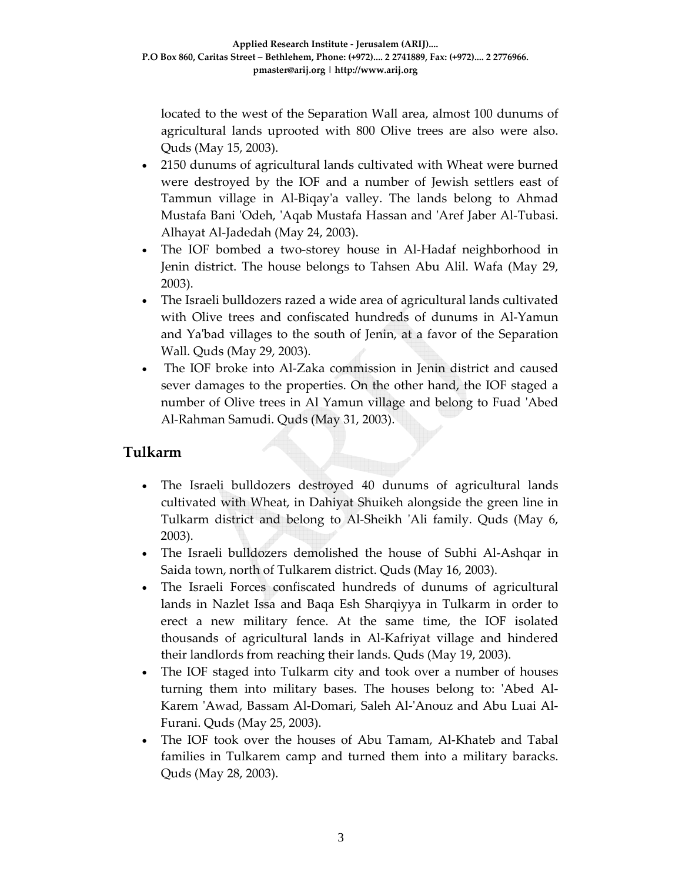located to the west of the Separation Wall area, almost 100 dunums of agricultural lands uprooted with 800 Olive trees are also were also. Quds (May 15, 2003).

- 2150 dunums of agricultural lands cultivated with Wheat were burned were destroyed by the IOF and a number of Jewish settlers east of Tammun village in Al-Biqay'a valley. The lands belong to Ahmad Mustafa Bani 'Odeh, 'Aqab Mustafa Hassan and 'Aref Jaber Al-Tubasi. Alhayat Al-Jadedah (May 24, 2003).
- The IOF bombed a two-storey house in Al-Hadaf neighborhood in Jenin district. The house belongs to Tahsen Abu Alil. Wafa (May 29, 2003).
- The Israeli bulldozers razed a wide area of agricultural lands cultivated with Olive trees and confiscated hundreds of dunums in Al-Yamun and Ya'bad villages to the south of Jenin, at a favor of the Separation Wall. Quds (May 29, 2003).
- The IOF broke into Al-Zaka commission in Jenin district and caused sever damages to the properties. On the other hand, the IOF staged a number of Olive trees in Al Yamun village and belong to Fuad 'Abed Al-Rahman Samudi. Quds (May 31, 2003).

## Tulkarm

- The Israeli bulldozers destroyed 40 dunums of agricultural lands cultivated with Wheat, in Dahiyat Shuikeh alongside the green line in Tulkarm district and belong to Al-Sheikh 'Ali family. Quds (May 6, 2003).
- The Israeli bulldozers demolished the house of Subhi Al-Ashqar in Saida town, north of Tulkarem district. Quds (May 16, 2003).
- The Israeli Forces confiscated hundreds of dunums of agricultural lands in Nazlet Issa and Baqa Esh Sharqiyya in Tulkarm in order to erect a new military fence. At the same time, the IOF isolated thousands of agricultural lands in Al-Kafriyat village and hindered their landlords from reaching their lands. Quds (May 19, 2003).
- The IOF staged into Tulkarm city and took over a number of houses turning them into military bases. The houses belong to: 'Abed Al-Karem 'Awad, Bassam Al-Domari, Saleh Al-'Anouz and Abu Luai Al-Furani. Quds (May 25, 2003).
- The IOF took over the houses of Abu Tamam, Al-Khateb and Tabal families in Tulkarem camp and turned them into a military baracks. Quds (May 28, 2003).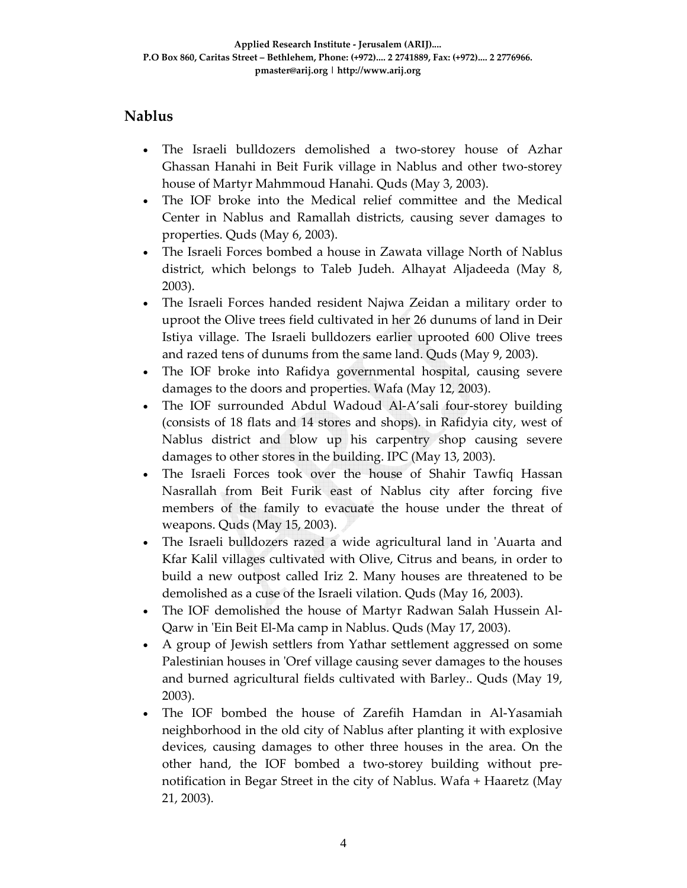## Nablus

- The Israeli bulldozers demolished a two-storey house of Azhar Ghassan Hanahi in Beit Furik village in Nablus and other two-storey house of Martyr Mahmmoud Hanahi. Quds (May 3, 2003).
- The IOF broke into the Medical relief committee and the Medical Center in Nablus and Ramallah districts, causing sever damages to properties. Quds (May 6, 2003).
- The Israeli Forces bombed a house in Zawata village North of Nablus district, which belongs to Taleb Judeh. Alhayat Aljadeeda (May 8, 2003).
- The Israeli Forces handed resident Najwa Zeidan a military order to uproot the Olive trees field cultivated in her 26 dunums of land in Deir Istiya village. The Israeli bulldozers earlier uprooted 600 Olive trees and razed tens of dunums from the same land. Quds (May 9, 2003).
- The IOF broke into Rafidya governmental hospital, causing severe damages to the doors and properties. Wafa (May 12, 2003).
- The IOF surrounded Abdul Wadoud Al-A'sali four-storey building (consists of 18 flats and 14 stores and shops). in Rafidyia city, west of Nablus district and blow up his carpentry shop causing severe damages to other stores in the building. IPC (May 13, 2003).
- The Israeli Forces took over the house of Shahir Tawfiq Hassan Nasrallah from Beit Furik east of Nablus city after forcing five members of the family to evacuate the house under the threat of weapons. Quds (May 15, 2003).
- The Israeli bulldozers razed a wide agricultural land in 'Auarta and Kfar Kalil villages cultivated with Olive, Citrus and beans, in order to build a new outpost called Iriz 2. Many houses are threatened to be demolished as a cuse of the Israeli vilation. Quds (May 16, 2003).
- The IOF demolished the house of Martyr Radwan Salah Hussein Al-Qarw in 'Ein Beit El-Ma camp in Nablus. Quds (May 17, 2003).
- A group of Jewish settlers from Yathar settlement aggressed on some Palestinian houses in 'Oref village causing sever damages to the houses and burned agricultural fields cultivated with Barley.. Quds (May 19, 2003).
- The IOF bombed the house of Zarefih Hamdan in Al-Yasamiah neighborhood in the old city of Nablus after planting it with explosive devices, causing damages to other three houses in the area. On the other hand, the IOF bombed a two-storey building without pre-notification in Begar Street in the city of Nablus. Wafa + Haaretz (May 21, 2003).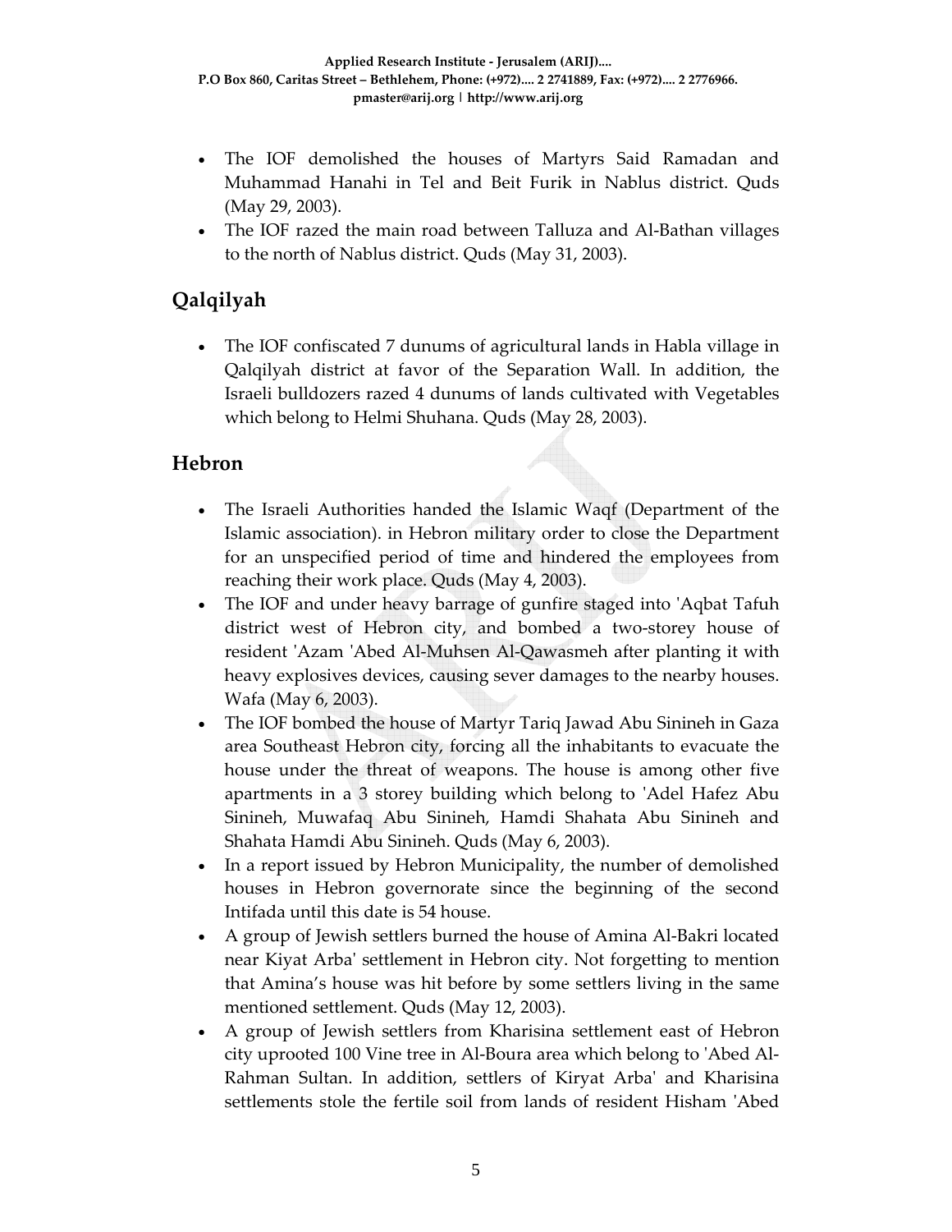- The IOF demolished the houses of Martyrs Said Ramadan and Muhammad Hanahi in Tel and Beit Furik in Nablus district. Quds (May 29, 2003).
- The IOF razed the main road between Talluza and Al-Bathan villages to the north of Nablus district. Quds (May 31, 2003).

## Qalqilyah

- The IOF confiscated 7 dunums of agricultural lands in Habla village in Qalqilyah district at favor of the Separation Wall. In addition, the Israeli bulldozers razed 4 dunums of lands cultivated with Vegetables which belong to Helmi Shuhana. Quds (May 28, 2003).

## Hebron

- The Israeli Authorities handed the Islamic Waqf (Department of the Islamic association). in Hebron military order to close the Department for an unspecified period of time and hindered the employees from reaching their work place. Quds (May 4, 2003).
- The IOF and under heavy barrage of gunfire staged into 'Aqbat Tafuh district west of Hebron city, and bombed a two-storey house of resident 'Azam 'Abed Al-Muhsen Al-Qawasmeh after planting it with heavy explosives devices, causing sever damages to the nearby houses. Wafa (May 6, 2003).
- The IOF bombed the house of Martyr Tariq Jawad Abu Sinineh in Gaza area Southeast Hebron city, forcing all the inhabitants to evacuate the house under the threat of weapons. The house is among other five apartments in a 3 storey building which belong to 'Adel Hafez Abu Sinineh, Muwafaq Abu Sinineh, Hamdi Shahata Abu Sinineh and Shahata Hamdi Abu Sinineh. Quds (May 6, 2003).
- In a report issued by Hebron Municipality, the number of demolished houses in Hebron governorate since the beginning of the second Intifada until this date is 54 house.
- A group of Jewish settlers burned the house of Amina Al-Bakri located near Kiyat Arba' settlement in Hebron city. Not forgetting to mention that Amina's house was hit before by some settlers living in the same mentioned settlement. Quds (May 12, 2003).
- A group of Jewish settlers from Kharisina settlement east of Hebron city uprooted 100 Vine tree in Al-Boura area which belong to 'Abed Al-Rahman Sultan. In addition, settlers of Kiryat Arba' and Kharisina settlements stole the fertile soil from lands of resident Hisham 'Abed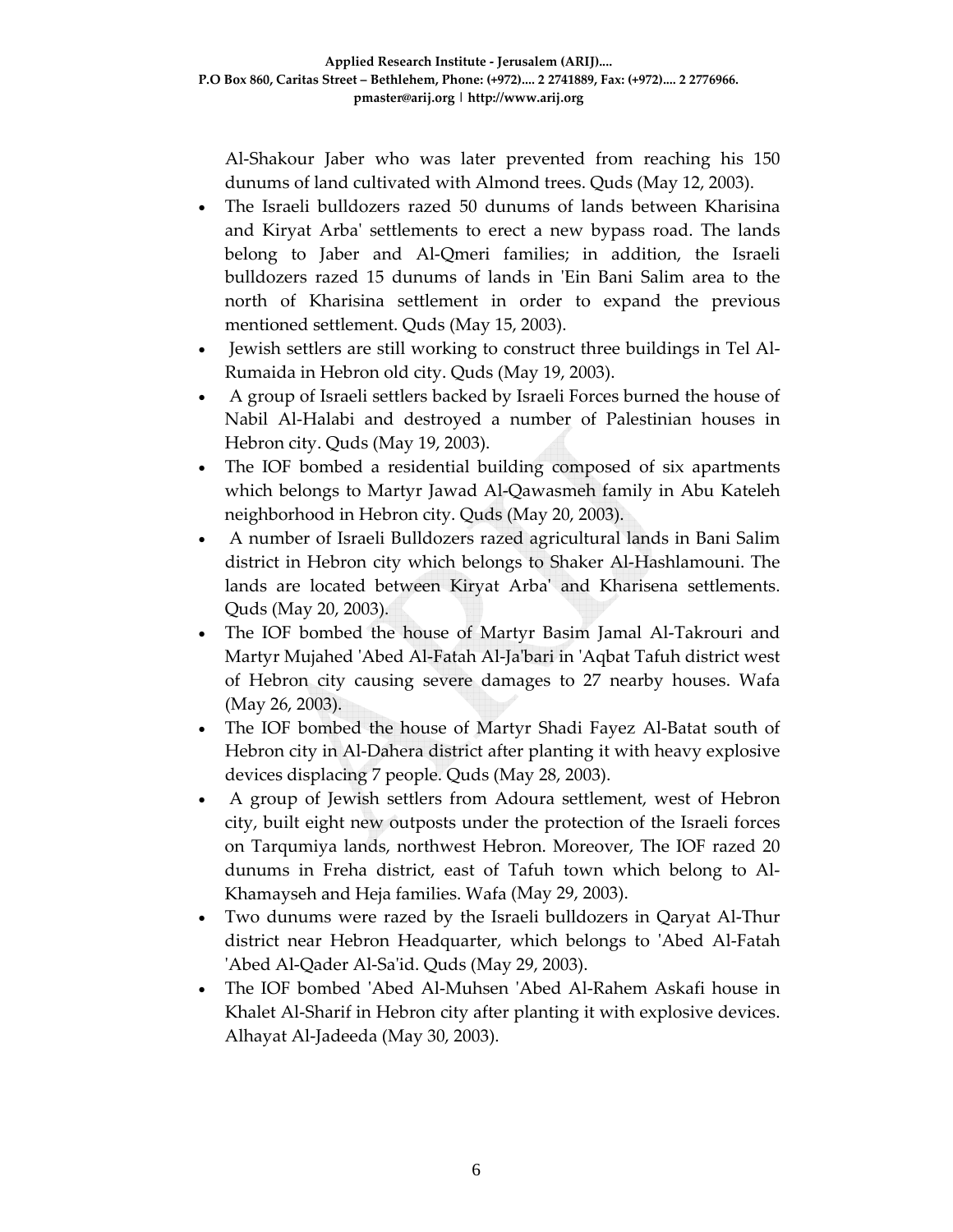Al-Shakour Jaber who was later prevented from reaching his 150 dunums of land cultivated with Almond trees. Quds (May 12, 2003).

- The Israeli bulldozers razed 50 dunums of lands between Kharisina and Kiryat Arba' settlements to erect a new bypass road. The lands belong to Jaber and Al-Qmeri families; in addition, the Israeli bulldozers razed 15 dunums of lands in 'Ein Bani Salim area to the north of Kharisina settlement in order to expand the previous mentioned settlement. Quds (May 15, 2003).
- Jewish settlers are still working to construct three buildings in Tel Al-Rumaida in Hebron old city. Quds (May 19, 2003).
- A group of Israeli settlers backed by Israeli Forces burned the house of Nabil Al-Halabi and destroyed a number of Palestinian houses in Hebron city. Quds (May 19, 2003).
- The IOF bombed a residential building composed of six apartments which belongs to Martyr Jawad Al-Qawasmeh family in Abu Kateleh neighborhood in Hebron city. Quds (May 20, 2003).
- A number of Israeli Bulldozers razed agricultural lands in Bani Salim district in Hebron city which belongs to Shaker Al-Hashlamouni. The lands are located between Kiryat Arba' and Kharisena settlements. Quds (May 20, 2003).
- The IOF bombed the house of Martyr Basim Jamal Al-Takrouri and Martyr Mujahed 'Abed Al-Fatah Al-Ja'bari in 'Aqbat Tafuh district west of Hebron city causing severe damages to 27 nearby houses. Wafa (May 26, 2003).
- The IOF bombed the house of Martyr Shadi Fayez Al-Batat south of Hebron city in Al-Dahera district after planting it with heavy explosive devices displacing 7 people. Quds (May 28, 2003).
- A group of Jewish settlers from Adoura settlement, west of Hebron city, built eight new outposts under the protection of the Israeli forces on Tarqumiya lands, northwest Hebron. Moreover, The IOF razed 20 dunums in Freha district, east of Tafuh town which belong to Al-Khamayseh and Heja families. Wafa (May 29, 2003).
- Two dunums were razed by the Israeli bulldozers in Qaryat Al-Thur district near Hebron Headquarter, which belongs to 'Abed Al-Fatah 'Abed Al-Qader Al-Sa'id. Quds (May 29, 2003).
- The IOF bombed 'Abed Al-Muhsen 'Abed Al-Rahem Askafi house in Khalet Al-Sharif in Hebron city after planting it with explosive devices. Alhayat Al-Jadeeda (May 30, 2003).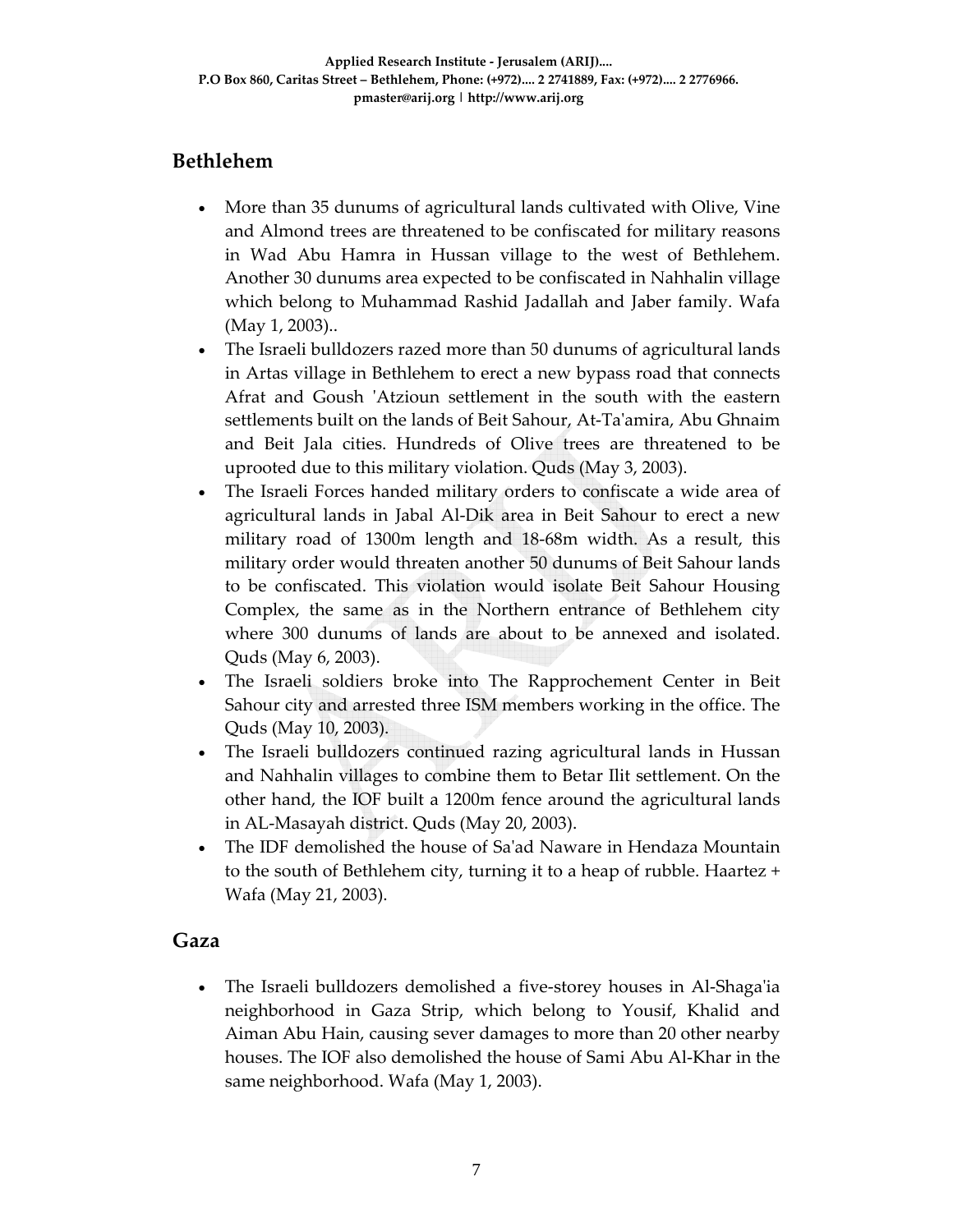## Bethlehem

- More than 35 dunums of agricultural lands cultivated with Olive, Vine and Almond trees are threatened to be confiscated for military reasons in Wad Abu Hamra in Hussan village to the west of Bethlehem. Another 30 dunums area expected to be confiscated in Nahhalin village which belong to Muhammad Rashid Jadallah and Jaber family. Wafa (May 1, 2003)..
- The Israeli bulldozers razed more than 50 dunums of agricultural lands in Artas village in Bethlehem to erect a new bypass road that connects Afrat and Goush 'Atzioun settlement in the south with the eastern settlements built on the lands of Beit Sahour, At-Ta'amira, Abu Ghnaim and Beit Jala cities. Hundreds of Olive trees are threatened to be uprooted due to this military violation. Quds (May 3, 2003).
- The Israeli Forces handed military orders to confiscate a wide area of agricultural lands in Jabal Al-Dik area in Beit Sahour to erect a new military road of 1300m length and 18-68m width. As a result, this military order would threaten another 50 dunums of Beit Sahour lands to be confiscated. This violation would isolate Beit Sahour Housing Complex, the same as in the Northern entrance of Bethlehem city where 300 dunums of lands are about to be annexed and isolated. Quds (May 6, 2003).
- The Israeli soldiers broke into The Rapprochement Center in Beit Sahour city and arrested three ISM members working in the office. The Quds (May 10, 2003).
- The Israeli bulldozers continued razing agricultural lands in Hussan and Nahhalin villages to combine them to Betar Ilit settlement. On the other hand, the IOF built a 1200m fence around the agricultural lands in AL-Masayah district. Quds (May 20, 2003).
- The IDF demolished the house of Sa'ad Naware in Hendaza Mountain to the south of Bethlehem city, turning it to a heap of rubble. Haartez + Wafa (May 21, 2003).

## Gaza

- The Israeli bulldozers demolished a five-storey houses in Al-Shaga'ia neighborhood in Gaza Strip, which belong to Yousif, Khalid and Aiman Abu Hain, causing sever damages to more than 20 other nearby houses. The IOF also demolished the house of Sami Abu Al-Khar in the same neighborhood. Wafa (May 1, 2003).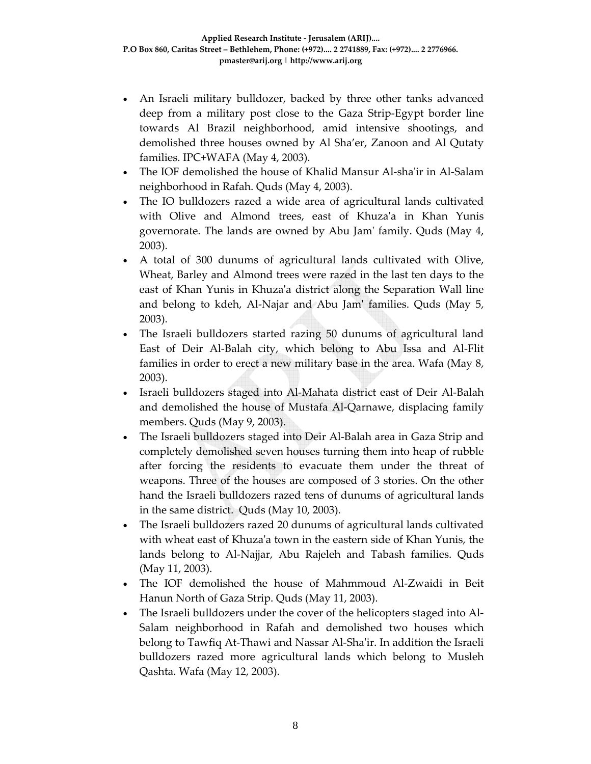- An Israeli military bulldozer, backed by three other tanks advanced deep from a military post close to the Gaza Strip-Egypt border line towards Al Brazil neighborhood, amid intensive shootings, and demolished three houses owned by Al Sha'er, Zanoon and Al Qutaty families. IPC+WAFA (May 4, 2003).
- The IOF demolished the house of Khalid Mansur Al-sha'ir in Al-Salam neighborhood in Rafah. Quds (May 4, 2003).
- The IO bulldozers razed a wide area of agricultural lands cultivated with Olive and Almond trees, east of Khuza'a in Khan Yunis governorate. The lands are owned by Abu Jam' family. Quds (May 4, 2003).
- A total of 300 dunums of agricultural lands cultivated with Olive, Wheat, Barley and Almond trees were razed in the last ten days to the east of Khan Yunis in Khuza'a district along the Separation Wall line and belong to kdeh, Al-Najar and Abu Jam' families. Quds (May 5, 2003).
- The Israeli bulldozers started razing 50 dunums of agricultural land East of Deir Al-Balah city, which belong to Abu Issa and Al-Flit families in order to erect a new military base in the area. Wafa (May 8, 2003).
- Israeli bulldozers staged into Al-Mahata district east of Deir Al-Balah and demolished the house of Mustafa Al-Qarnawe, displacing family members. Quds (May 9, 2003).
- The Israeli bulldozers staged into Deir Al-Balah area in Gaza Strip and completely demolished seven houses turning them into heap of rubble after forcing the residents to evacuate them under the threat of weapons. Three of the houses are composed of 3 stories. On the other hand the Israeli bulldozers razed tens of dunums of agricultural lands in the same district. Quds (May 10, 2003).
- The Israeli bulldozers razed 20 dunums of agricultural lands cultivated with wheat east of Khuza'a town in the eastern side of Khan Yunis, the lands belong to Al-Najjar, Abu Rajeleh and Tabash families. Quds (May 11, 2003).
- The IOF demolished the house of Mahmmoud Al-Zwaidi in Beit Hanun North of Gaza Strip. Quds (May 11, 2003).
- The Israeli bulldozers under the cover of the helicopters staged into Al-Salam neighborhood in Rafah and demolished two houses which belong to Tawfiq At-Thawi and Nassar Al-Sha'ir. In addition the Israeli bulldozers razed more agricultural lands which belong to Musleh Qashta. Wafa (May 12, 2003).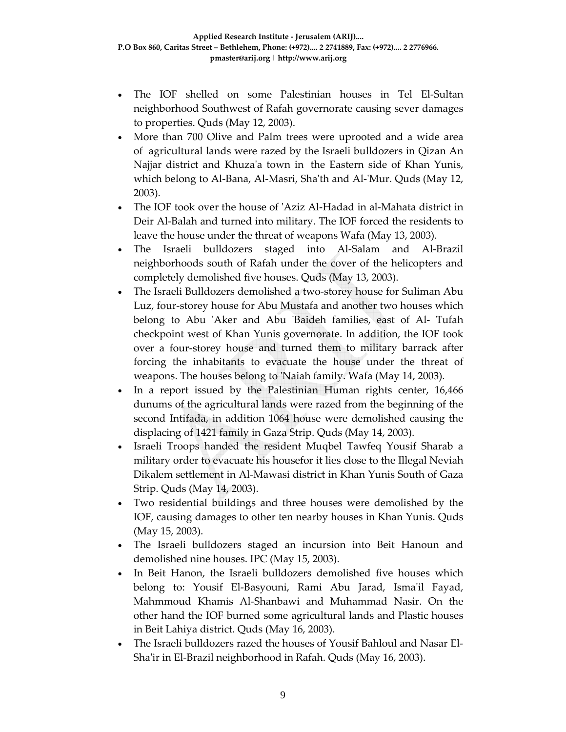- The IOF shelled on some Palestinian houses in Tel El-Sultan neighborhood Southwest of Rafah governorate causing sever damages to properties. Quds (May 12, 2003).
- More than 700 Olive and Palm trees were uprooted and a wide area of agricultural lands were razed by the Israeli bulldozers in Qizan An Najjar district and Khuza'a town in the Eastern side of Khan Yunis, which belong to Al-Bana, Al-Masri, Sha'th and Al-'Mur. Quds (May 12, 2003).
- The IOF took over the house of 'Aziz Al-Hadad in al-Mahata district in Deir Al-Balah and turned into military. The IOF forced the residents to leave the house under the threat of weapons Wafa (May 13, 2003).
- The Israeli bulldozers staged into Al-Salam and Al-Brazil neighborhoods south of Rafah under the cover of the helicopters and completely demolished five houses. Quds (May 13, 2003).
- The Israeli Bulldozers demolished a two-storey house for Suliman Abu Luz, four-storey house for Abu Mustafa and another two houses which belong to Abu 'Aker and Abu 'Baideh families, east of Al- Tufah checkpoint west of Khan Yunis governorate. In addition, the IOF took over a four-storey house and turned them to military barrack after forcing the inhabitants to evacuate the house under the threat of weapons. The houses belong to 'Naiah family. Wafa (May 14, 2003).
- In a report issued by the Palestinian Human rights center, 16,466 dunums of the agricultural lands were razed from the beginning of the second Intifada, in addition 1064 house were demolished causing the displacing of 1421 family in Gaza Strip. Quds (May 14, 2003).
- Israeli Troops handed the resident Muqbel Tawfeq Yousif Sharab a military order to evacuate his housefor it lies close to the Illegal Neviah Dikalem settlement in Al-Mawasi district in Khan Yunis South of Gaza Strip. Quds (May 14, 2003).
- Two residential buildings and three houses were demolished by the IOF, causing damages to other ten nearby houses in Khan Yunis. Quds (May 15, 2003).
- The Israeli bulldozers staged an incursion into Beit Hanoun and demolished nine houses. IPC (May 15, 2003).
- In Beit Hanon, the Israeli bulldozers demolished five houses which belong to: Yousif El-Basyouni, Rami Abu Jarad, Isma'il Fayad, Mahmmoud Khamis Al-Shanbawi and Muhammad Nasir. On the other hand the IOF burned some agricultural lands and Plastic houses in Beit Lahiya district. Quds (May 16, 2003).
- The Israeli bulldozers razed the houses of Yousif Bahloul and Nasar El-Sha'ir in El-Brazil neighborhood in Rafah. Quds (May 16, 2003).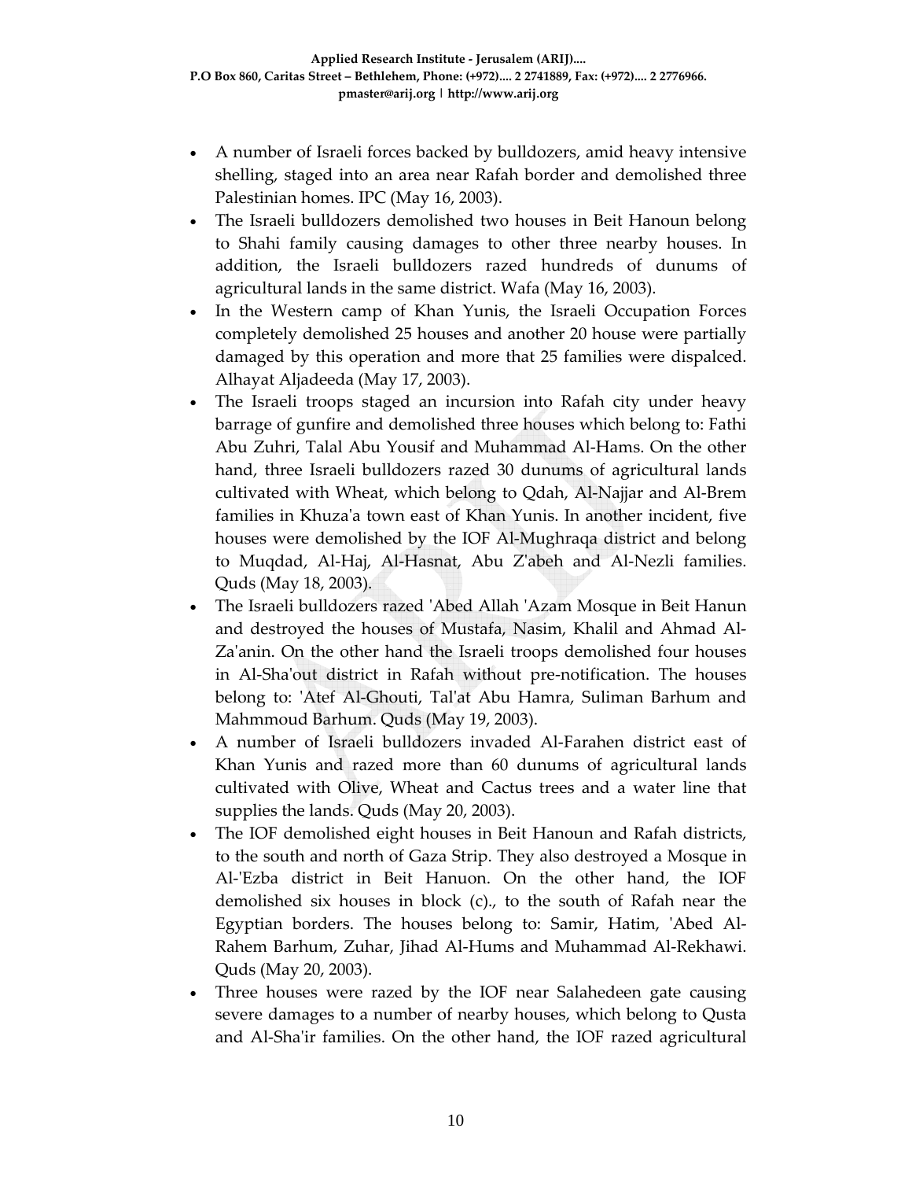- A number of Israeli forces backed by bulldozers, amid heavy intensive shelling, staged into an area near Rafah border and demolished three Palestinian homes. IPC (May 16, 2003).
- The Israeli bulldozers demolished two houses in Beit Hanoun belong to Shahi family causing damages to other three nearby houses. In addition, the Israeli bulldozers razed hundreds of dunums of agricultural lands in the same district. Wafa (May 16, 2003).
- In the Western camp of Khan Yunis, the Israeli Occupation Forces completely demolished 25 houses and another 20 house were partially damaged by this operation and more that 25 families were dispalced. Alhayat Aljadeeda (May 17, 2003).
- The Israeli troops staged an incursion into Rafah city under heavy barrage of gunfire and demolished three houses which belong to: Fathi Abu Zuhri, Talal Abu Yousif and Muhammad Al-Hams. On the other hand, three Israeli bulldozers razed 30 dunums of agricultural lands cultivated with Wheat, which belong to Qdah, Al-Najjar and Al-Brem families in Khuza'a town east of Khan Yunis. In another incident, five houses were demolished by the IOF Al-Mughraqa district and belong to Muqdad, Al-Haj, Al-Hasnat, Abu Z'abeh and Al-Nezli families. Quds (May 18, 2003).
- The Israeli bulldozers razed 'Abed Allah 'Azam Mosque in Beit Hanun and destroyed the houses of Mustafa, Nasim, Khalil and Ahmad Al-Za'anin. On the other hand the Israeli troops demolished four houses in Al-Sha'out district in Rafah without pre-notification. The houses belong to: 'Atef Al-Ghouti, Tal'at Abu Hamra, Suliman Barhum and Mahmmoud Barhum. Quds (May 19, 2003).
- A number of Israeli bulldozers invaded Al-Farahen district east of Khan Yunis and razed more than 60 dunums of agricultural lands cultivated with Olive, Wheat and Cactus trees and a water line that supplies the lands. Quds (May 20, 2003).
- The IOF demolished eight houses in Beit Hanoun and Rafah districts, to the south and north of Gaza Strip. They also destroyed a Mosque in Al-'Ezba district in Beit Hanuon. On the other hand, the IOF demolished six houses in block (c)., to the south of Rafah near the Egyptian borders. The houses belong to: Samir, Hatim, 'Abed Al-Rahem Barhum, Zuhar, Jihad Al-Hums and Muhammad Al-Rekhawi. Quds (May 20, 2003).
- Three houses were razed by the IOF near Salahedeen gate causing severe damages to a number of nearby houses, which belong to Qusta and Al-Sha'ir families. On the other hand, the IOF razed agricultural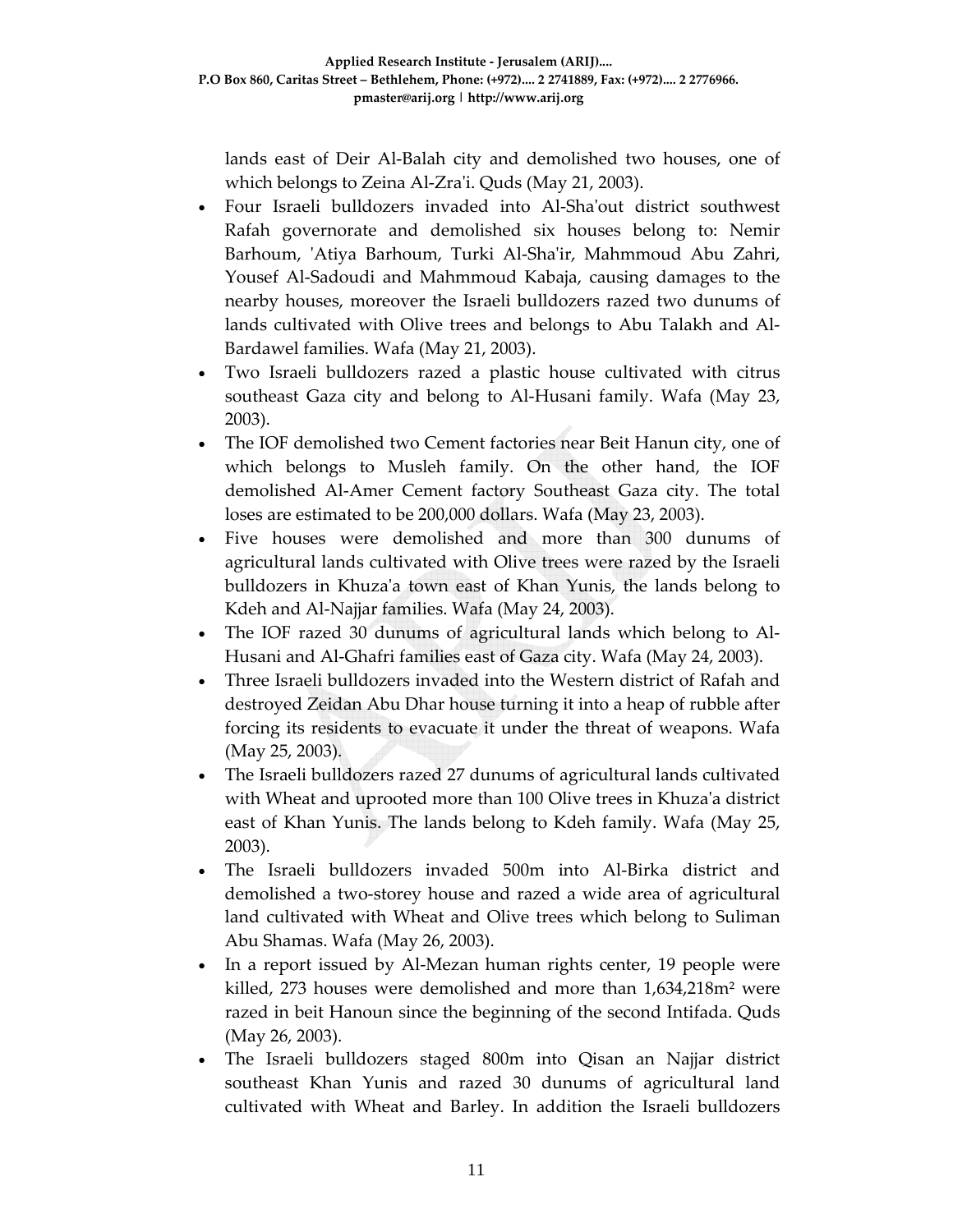lands east of Deir Al-Balah city and demolished two houses, one of which belongs to Zeina Al-Zra'i. Quds (May 21, 2003).

- Four Israeli bulldozers invaded into Al-Sha'out district southwest Rafah governorate and demolished six houses belong to: Nemir Barhoum, 'Atiya Barhoum, Turki Al-Sha'ir, Mahmmoud Abu Zahri, Yousef Al-Sadoudi and Mahmmoud Kabaja, causing damages to the nearby houses, moreover the Israeli bulldozers razed two dunums of lands cultivated with Olive trees and belongs to Abu Talakh and Al-Bardawel families. Wafa (May 21, 2003).
- Two Israeli bulldozers razed a plastic house cultivated with citrus southeast Gaza city and belong to Al-Husani family. Wafa (May 23, 2003).
- The IOF demolished two Cement factories near Beit Hanun city, one of which belongs to Musleh family. On the other hand, the IOF demolished Al-Amer Cement factory Southeast Gaza city. The total loses are estimated to be 200,000 dollars. Wafa (May 23, 2003).
- Five houses were demolished and more than 300 dunums of agricultural lands cultivated with Olive trees were razed by the Israeli bulldozers in Khuza'a town east of Khan Yunis, the lands belong to Kdeh and Al-Najjar families. Wafa (May 24, 2003).
- The IOF razed 30 dunums of agricultural lands which belong to Al-Husani and Al-Ghafri families east of Gaza city. Wafa (May 24, 2003).
- Three Israeli bulldozers invaded into the Western district of Rafah and destroyed Zeidan Abu Dhar house turning it into a heap of rubble after forcing its residents to evacuate it under the threat of weapons. Wafa (May 25, 2003).
- The Israeli bulldozers razed 27 dunums of agricultural lands cultivated with Wheat and uprooted more than 100 Olive trees in Khuza'a district east of Khan Yunis. The lands belong to Kdeh family. Wafa (May 25, 2003).
- The Israeli bulldozers invaded 500m into Al-Birka district and demolished a two-storey house and razed a wide area of agricultural land cultivated with Wheat and Olive trees which belong to Suliman Abu Shamas. Wafa (May 26, 2003).
- In a report issued by Al-Mezan human rights center, 19 people were killed, 273 houses were demolished and more than 1,634,218m² were razed in beit Hanoun since the beginning of the second Intifada. Quds (May 26, 2003).
- The Israeli bulldozers staged 800m into Qisan an Najjar district southeast Khan Yunis and razed 30 dunums of agricultural land cultivated with Wheat and Barley. In addition the Israeli bulldozers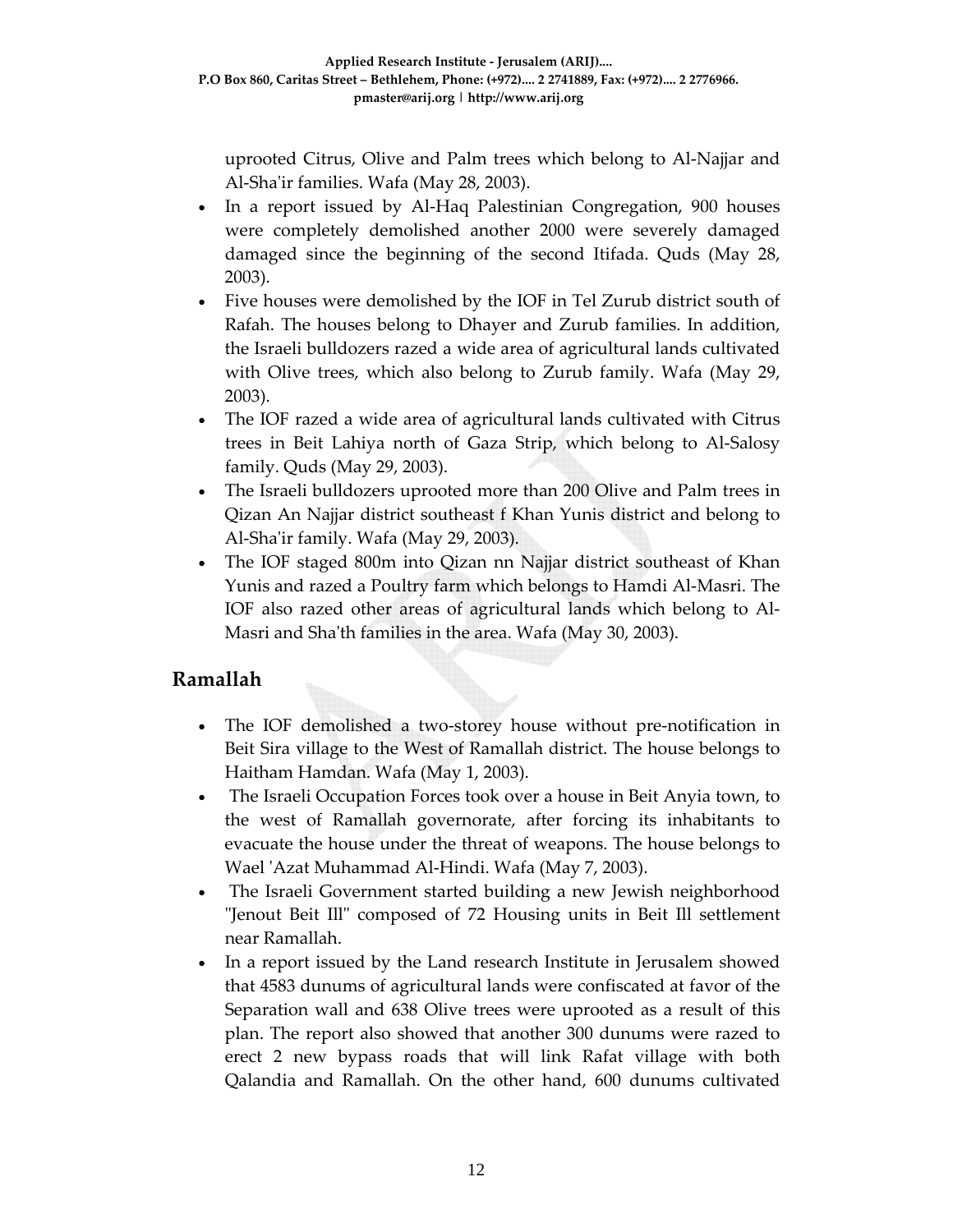uprooted Citrus, Olive and Palm trees which belong to Al-Najjar and Al-Sha'ir families. Wafa (May 28, 2003).

- In a report issued by Al-Haq Palestinian Congregation, 900 houses were completely demolished another 2000 were severely damaged damaged since the beginning of the second Itifada. Quds (May 28, 2003).
- Five houses were demolished by the IOF in Tel Zurub district south of Rafah. The houses belong to Dhayer and Zurub families. In addition, the Israeli bulldozers razed a wide area of agricultural lands cultivated with Olive trees, which also belong to Zurub family. Wafa (May 29, 2003).
- The IOF razed a wide area of agricultural lands cultivated with Citrus trees in Beit Lahiya north of Gaza Strip, which belong to Al-Salosy family. Quds (May 29, 2003).
- The Israeli bulldozers uprooted more than 200 Olive and Palm trees in Qizan An Najjar district southeast f Khan Yunis district and belong to Al-Sha'ir family. Wafa (May 29, 2003).
- The IOF staged 800m into Qizan nn Najjar district southeast of Khan Yunis and razed a Poultry farm which belongs to Hamdi Al-Masri. The IOF also razed other areas of agricultural lands which belong to Al-Masri and Sha'th families in the area. Wafa (May 30, 2003).

## Ramallah

- The IOF demolished a two-storey house without pre-notification in Beit Sira village to the West of Ramallah district. The house belongs to Haitham Hamdan. Wafa (May 1, 2003).
- The Israeli Occupation Forces took over a house in Beit Anyia town, to the west of Ramallah governorate, after forcing its inhabitants to evacuate the house under the threat of weapons. The house belongs to Wael 'Azat Muhammad Al-Hindi. Wafa (May 7, 2003).
- The Israeli Government started building a new Jewish neighborhood "Jenout Beit Ill" composed of 72 Housing units in Beit Ill settlement near Ramallah.
- In a report issued by the Land research Institute in Jerusalem showed that 4583 dunums of agricultural lands were confiscated at favor of the Separation wall and 638 Olive trees were uprooted as a result of this plan. The report also showed that another 300 dunums were razed to erect 2 new bypass roads that will link Rafat village with both Qalandia and Ramallah. On the other hand, 600 dunums cultivated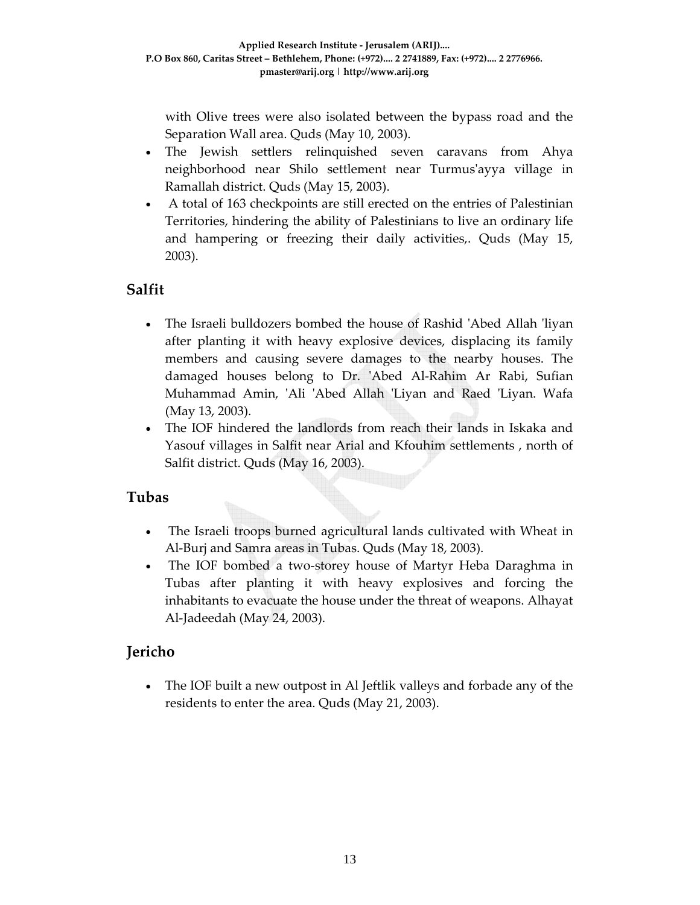with Olive trees were also isolated between the bypass road and the Separation Wall area. Quds (May 10, 2003).

- The Jewish settlers relinquished seven caravans from Ahya neighborhood near Shilo settlement near Turmus'ayya village in Ramallah district. Quds (May 15, 2003).
- A total of 163 checkpoints are still erected on the entries of Palestinian Territories, hindering the ability of Palestinians to live an ordinary life and hampering or freezing their daily activities,. Quds (May 15, 2003).

## Salfit

- The Israeli bulldozers bombed the house of Rashid 'Abed Allah 'liyan after planting it with heavy explosive devices, displacing its family members and causing severe damages to the nearby houses. The damaged houses belong to Dr. 'Abed Al-Rahim Ar Rabi, Sufian Muhammad Amin, 'Ali 'Abed Allah 'Liyan and Raed 'Liyan. Wafa (May 13, 2003).
- The IOF hindered the landlords from reach their lands in Iskaka and Yasouf villages in Salfit near Arial and Kfouhim settlements , north of Salfit district. Quds (May 16, 2003).

## Tubas

- The Israeli troops burned agricultural lands cultivated with Wheat in Al-Burj and Samra areas in Tubas. Quds (May 18, 2003).
- The IOF bombed a two-storey house of Martyr Heba Daraghma in Tubas after planting it with heavy explosives and forcing the inhabitants to evacuate the house under the threat of weapons. Alhayat Al-Jadeedah (May 24, 2003).

## Jericho

- The IOF built a new outpost in Al Jeftlik valleys and forbade any of the residents to enter the area. Quds (May 21, 2003).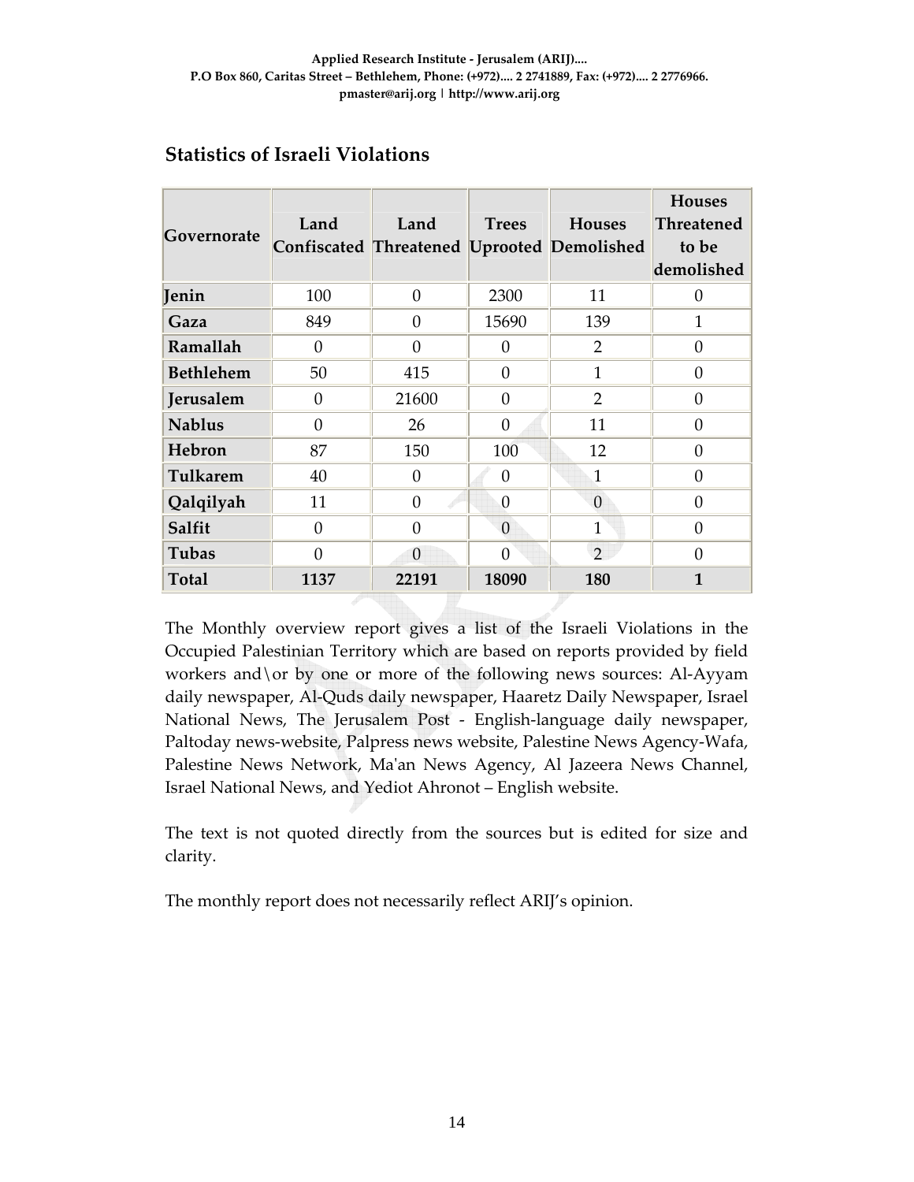## Statistics of Israeli Violations

| Governorate | Land Confiscated | Land Threatened | Trees Uprooted | Houses Demolished | Houses Threatened to be demolished |
|---|---|---|---|---|---|
| Jenin | 100 | 0 | 2300 | 11 | 0 |
| Gaza | 849 | 0 | 15690 | 139 | 1 |
| Ramallah | 0 | 0 | 0 | 2 | 0 |
| Bethlehem | 50 | 415 | 0 | 1 | 0 |
| Jerusalem | 0 | 21600 | 0 | 2 | 0 |
| Nablus | 0 | 26 | 0 | 11 | 0 |
| Hebron | 87 | 150 | 100 | 12 | 0 |
| Tulkarem | 40 | 0 | 0 | 1 | 0 |
| Qalqilyah | 11 | 0 | 0 | 0 | 0 |
| Salfit | 0 | 0 | 0 | 1 | 0 |
| Tubas | 0 | 0 | 0 | 2 | 0 |
| **Total** | **1137** | **22191** | **18090** | **180** | **1** |

The Monthly overview report gives a list of the Israeli Violations in the Occupied Palestinian Territory which are based on reports provided by field workers and\or by one or more of the following news sources: Al-Ayyam daily newspaper, Al-Quds daily newspaper, Haaretz Daily Newspaper, Israel National News, The Jerusalem Post - English-language daily newspaper, Paltoday news-website, Palpress news website, Palestine News Agency-Wafa, Palestine News Network, Ma'an News Agency, Al Jazeera News Channel, Israel National News, and Yediot Ahronot – English website.

The text is not quoted directly from the sources but is edited for size and clarity.

The monthly report does not necessarily reflect ARIJ's opinion.